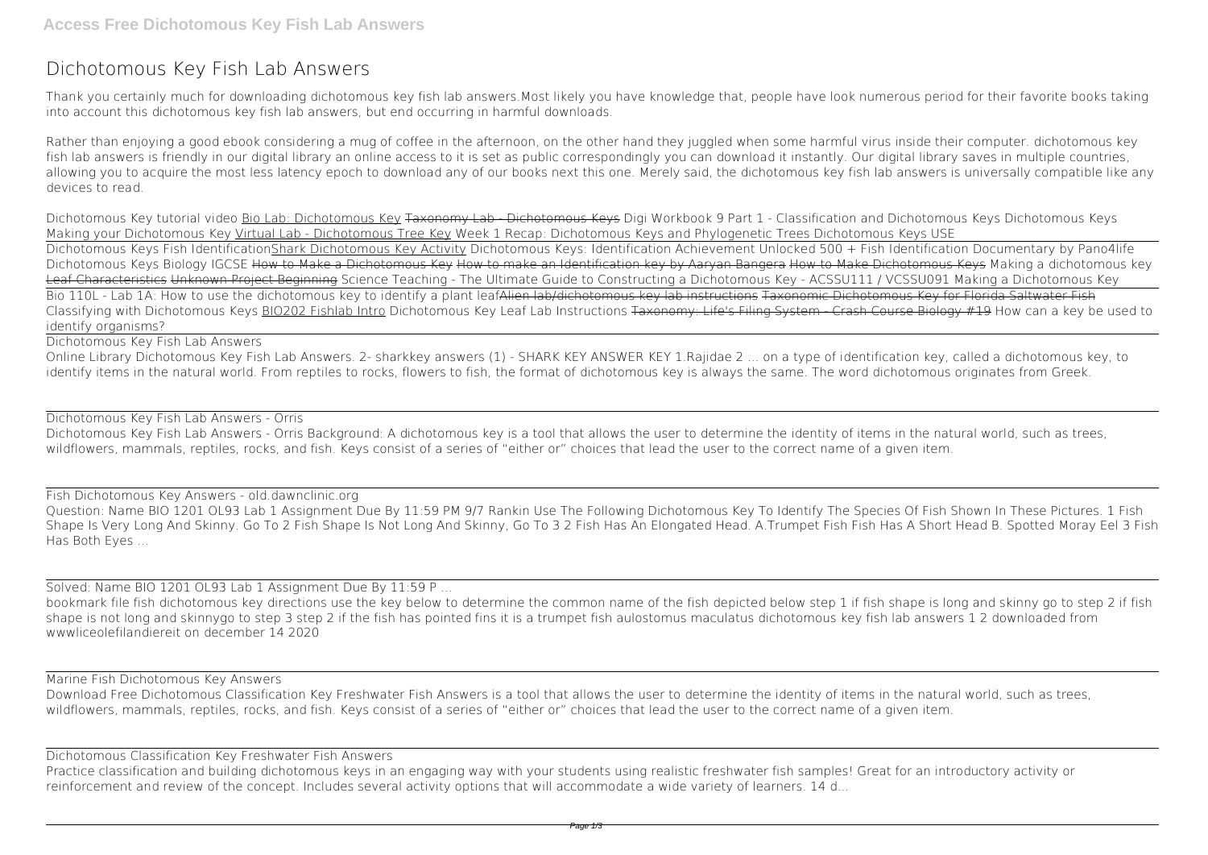# Dichotomous Key Fish Lab Answers

Thank you certainly much for downloading dichotomous key fish lab answers.Most likely you have knowledge that, people have look numerous period for their favorite books taking into account this dichotomous key fish lab answers, but end occurring in harmful downloads.

Rather than enjoying a good ebook considering a mug of coffee in the afternoon, on the other hand they juggled when some harmful virus inside their computer. dichotomous key fish lab answers is friendly in our digital library an online access to it is set as public correspondingly you can download it instantly. Our digital library saves in multiple countries, allowing you to acquire the most less latency epoch to download any of our books next this one. Merely said, the dichotomous key fish lab answers is universally compatible like any devices to read.

Dichotomous Key tutorial video Bio Lab: Dichotomous Key ~~Taxonomy Lab - Dichotomous Keys~~ Digi Workbook 9 Part 1 - Classification and Dichotomous Keys Dichotomous Keys Making your Dichotomous Key Virtual Lab - Dichotomous Tree Key Week 1 Recap: Dichotomous Keys and Phylogenetic Trees Dichotomous Keys USE

Dichotomous Keys Fish IdentificationShark Dichotomous Key Activity Dichotomous Keys: Identification Achievement Unlocked 500 + Fish Identification Documentary by Pano4life Dichotomous Keys Biology IGCSE ~~How to Make a Dichotomous Key~~ ~~How to make an Identification key by Aaryan Bangera~~ ~~How to Make Dichotomous Keys~~ Making a dichotomous key ~~Leaf Characteristics~~ ~~Unknown Project Beginning~~ Science Teaching - The Ultimate Guide to Constructing a Dichotomous Key - ACSSU111 / VCSSU091 Making a Dichotomous Key

Bio 110L - Lab 1A: How to use the dichotomous key to identify a plant leaf~~Alien lab/dichotomous key lab instructions~~ ~~Taxonomic Dichotomous Key for Florida Saltwater Fish~~ Classifying with Dichotomous Keys BIO202 Fishlab Intro Dichotomous Key Leaf Lab Instructions ~~Taxonomy: Life's Filing System - Crash Course Biology #19~~ How can a key be used to identify organisms?

## Dichotomous Key Fish Lab Answers

Online Library Dichotomous Key Fish Lab Answers. 2- sharkkey answers (1) - SHARK KEY ANSWER KEY 1.Rajidae 2 ... on a type of identification key, called a dichotomous key, to identify items in the natural world. From reptiles to rocks, flowers to fish, the format of dichotomous key is always the same. The word dichotomous originates from Greek.

## Dichotomous Key Fish Lab Answers - Orris

Dichotomous Key Fish Lab Answers - Orris Background: A dichotomous key is a tool that allows the user to determine the identity of items in the natural world, such as trees, wildflowers, mammals, reptiles, rocks, and fish. Keys consist of a series of "either or" choices that lead the user to the correct name of a given item.

## Fish Dichotomous Key Answers - old.dawnclinic.org

Question: Name BIO 1201 OL93 Lab 1 Assignment Due By 11:59 PM 9/7 Rankin Use The Following Dichotomous Key To Identify The Species Of Fish Shown In These Pictures. 1 Fish Shape Is Very Long And Skinny. Go To 2 Fish Shape Is Not Long And Skinny, Go To 3 2 Fish Has An Elongated Head. A.Trumpet Fish Fish Has A Short Head B. Spotted Moray Eel 3 Fish Has Both Eyes ...

## Solved: Name BIO 1201 OL93 Lab 1 Assignment Due By 11:59 P ...

bookmark file fish dichotomous key directions use the key below to determine the common name of the fish depicted below step 1 if fish shape is long and skinny go to step 2 if fish shape is not long and skinnygo to step 3 step 2 if the fish has pointed fins it is a trumpet fish aulostomus maculatus dichotomous key fish lab answers 1 2 downloaded from wwwliceolefilandiereit on december 14 2020

## Marine Fish Dichotomous Key Answers

Download Free Dichotomous Classification Key Freshwater Fish Answers is a tool that allows the user to determine the identity of items in the natural world, such as trees, wildflowers, mammals, reptiles, rocks, and fish. Keys consist of a series of "either or" choices that lead the user to the correct name of a given item.

## Dichotomous Classification Key Freshwater Fish Answers

Practice classification and building dichotomous keys in an engaging way with your students using realistic freshwater fish samples! Great for an introductory activity or reinforcement and review of the concept. Includes several activity options that will accommodate a wide variety of learners. 14 d...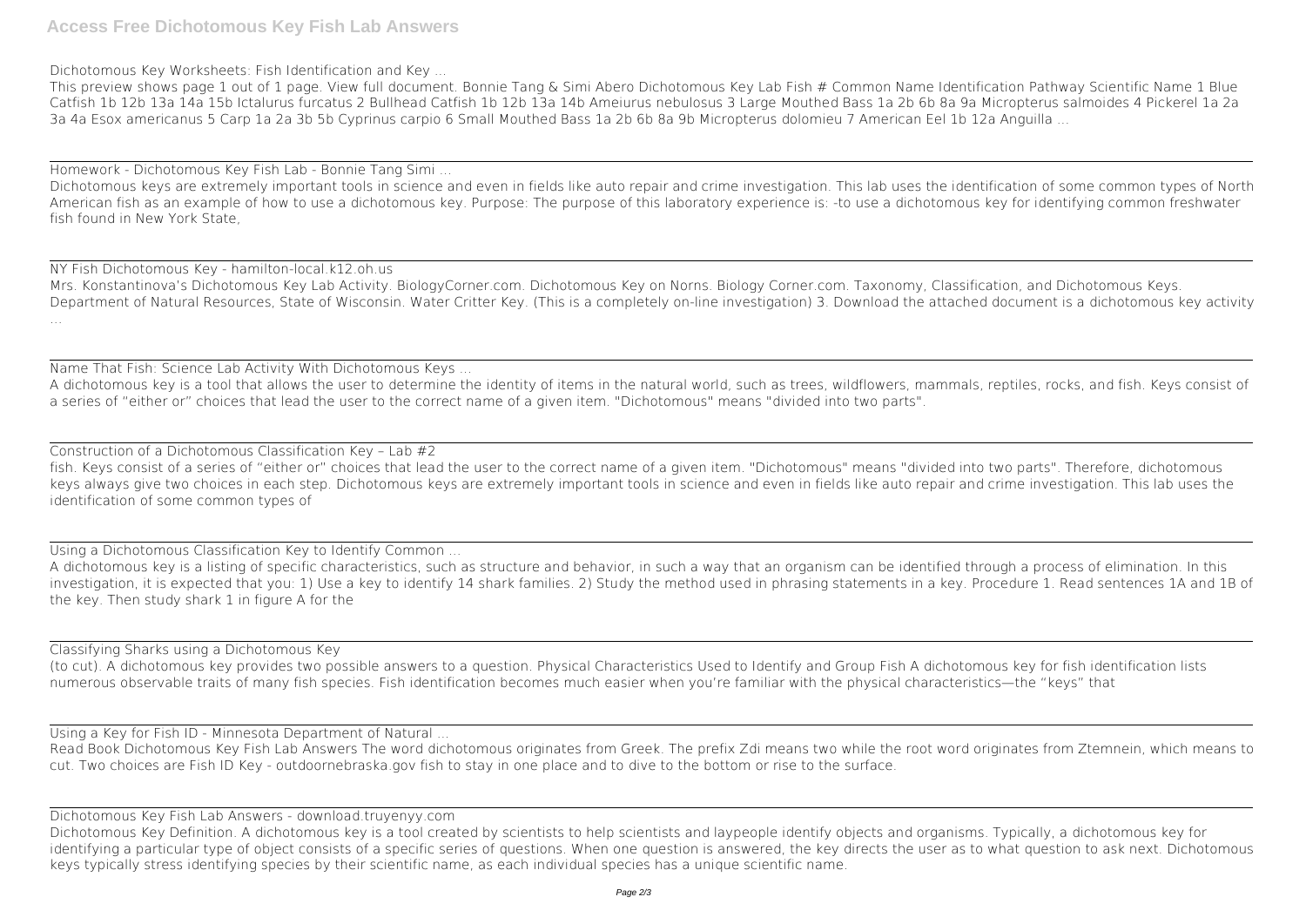Dichotomous Key Worksheets: Fish Identification and Key ...

This preview shows page 1 out of 1 page. View full document. Bonnie Tang & Simi Abero Dichotomous Key Lab Fish # Common Name Identification Pathway Scientific Name 1 Blue Catfish 1b 12b 13a 14a 15b Ictalurus furcatus 2 Bullhead Catfish 1b 12b 13a 14b Ameiurus nebulosus 3 Large Mouthed Bass 1a 2b 6b 8a 9a Micropterus salmoides 4 Pickerel 1a 2a 3a 4a Esox americanus 5 Carp 1a 2a 3b 5b Cyprinus carpio 6 Small Mouthed Bass 1a 2b 6b 8a 9b Micropterus dolomieu 7 American Eel 1b 12a Anguilla ...

Homework - Dichotomous Key Fish Lab - Bonnie Tang Simi ...

Dichotomous keys are extremely important tools in science and even in fields like auto repair and crime investigation. This lab uses the identification of some common types of North American fish as an example of how to use a dichotomous key. Purpose: The purpose of this laboratory experience is: -to use a dichotomous key for identifying common freshwater fish found in New York State,

NY Fish Dichotomous Key - hamilton-local.k12.oh.us

Mrs. Konstantinova's Dichotomous Key Lab Activity. BiologyCorner.com. Dichotomous Key on Norns. Biology Corner.com. Taxonomy, Classification, and Dichotomous Keys. Department of Natural Resources, State of Wisconsin. Water Critter Key. (This is a completely on-line investigation) 3. Download the attached document is a dichotomous key activity ...

Name That Fish: Science Lab Activity With Dichotomous Keys ...

A dichotomous key is a tool that allows the user to determine the identity of items in the natural world, such as trees, wildflowers, mammals, reptiles, rocks, and fish. Keys consist of a series of "either or" choices that lead the user to the correct name of a given item. "Dichotomous" means "divided into two parts".

Construction of a Dichotomous Classification Key – Lab #2

fish. Keys consist of a series of "either or" choices that lead the user to the correct name of a given item. "Dichotomous" means "divided into two parts". Therefore, dichotomous keys always give two choices in each step. Dichotomous keys are extremely important tools in science and even in fields like auto repair and crime investigation. This lab uses the identification of some common types of

Using a Dichotomous Classification Key to Identify Common ...

A dichotomous key is a listing of specific characteristics, such as structure and behavior, in such a way that an organism can be identified through a process of elimination. In this investigation, it is expected that you: 1) Use a key to identify 14 shark families. 2) Study the method used in phrasing statements in a key. Procedure 1. Read sentences 1A and 1B of the key. Then study shark 1 in figure A for the

Classifying Sharks using a Dichotomous Key

(to cut). A dichotomous key provides two possible answers to a question. Physical Characteristics Used to Identify and Group Fish A dichotomous key for fish identification lists numerous observable traits of many fish species. Fish identification becomes much easier when you're familiar with the physical characteristics—the "keys" that

Using a Key for Fish ID - Minnesota Department of Natural ...

Read Book Dichotomous Key Fish Lab Answers The word dichotomous originates from Greek. The prefix Zdi means two while the root word originates from Ztemnein, which means to cut. Two choices are Fish ID Key - outdoornebraska.gov fish to stay in one place and to dive to the bottom or rise to the surface.

Dichotomous Key Fish Lab Answers - download.truyenyy.com

Dichotomous Key Definition. A dichotomous key is a tool created by scientists to help scientists and laypeople identify objects and organisms. Typically, a dichotomous key for identifying a particular type of object consists of a specific series of questions. When one question is answered, the key directs the user as to what question to ask next. Dichotomous keys typically stress identifying species by their scientific name, as each individual species has a unique scientific name.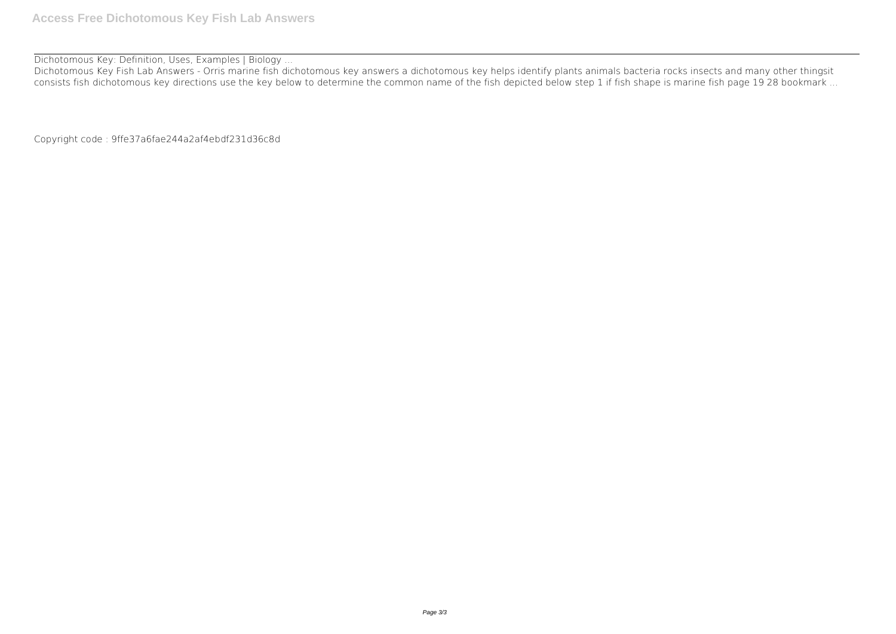Dichotomous Key: Definition, Uses, Examples | Biology ...

Dichotomous Key Fish Lab Answers - Orris marine fish dichotomous key answers a dichotomous key helps identify plants animals bacteria rocks insects and many other thingsit consists fish dichotomous key directions use the key below to determine the common name of the fish depicted below step 1 if fish shape is marine fish page 19 28 bookmark ...

Copyright code : 9ffe37a6fae244a2af4ebdf231d36c8d